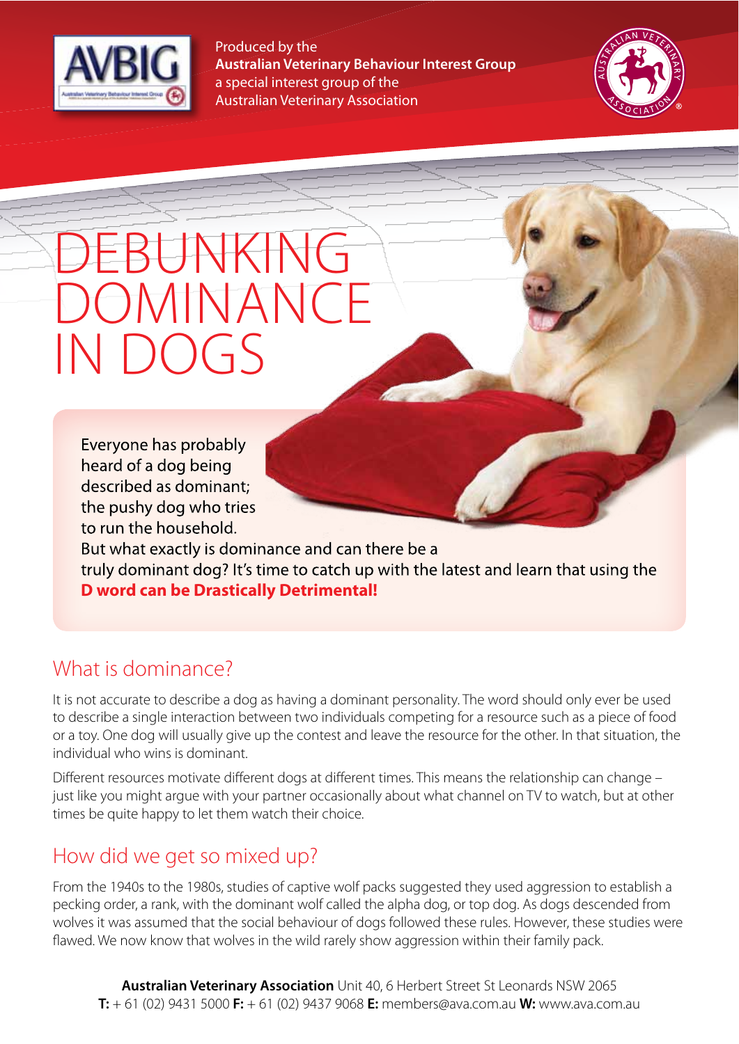Produced by the
**Australian Veterinary Behaviour Interest Group**
a special interest group of the
Australian Veterinary Association

# DEBUNKING DOMINANCE IN DOGS

Everyone has probably heard of a dog being described as dominant; the pushy dog who tries to run the household.
But what exactly is dominance and can there be a truly dominant dog? It's time to catch up with the latest and learn that using the **D word can be Drastically Detrimental!**

## What is dominance?

It is not accurate to describe a dog as having a dominant personality. The word should only ever be used to describe a single interaction between two individuals competing for a resource such as a piece of food or a toy. One dog will usually give up the contest and leave the resource for the other. In that situation, the individual who wins is dominant.

Different resources motivate different dogs at different times. This means the relationship can change – just like you might argue with your partner occasionally about what channel on TV to watch, but at other times be quite happy to let them watch their choice.

## How did we get so mixed up?

From the 1940s to the 1980s, studies of captive wolf packs suggested they used aggression to establish a pecking order, a rank, with the dominant wolf called the alpha dog, or top dog. As dogs descended from wolves it was assumed that the social behaviour of dogs followed these rules. However, these studies were flawed. We now know that wolves in the wild rarely show aggression within their family pack.

**Australian Veterinary Association** Unit 40, 6 Herbert Street St Leonards NSW 2065
**T:** + 61 (02) 9431 5000 **F:** + 61 (02) 9437 9068 **E:** members@ava.com.au **W:** www.ava.com.au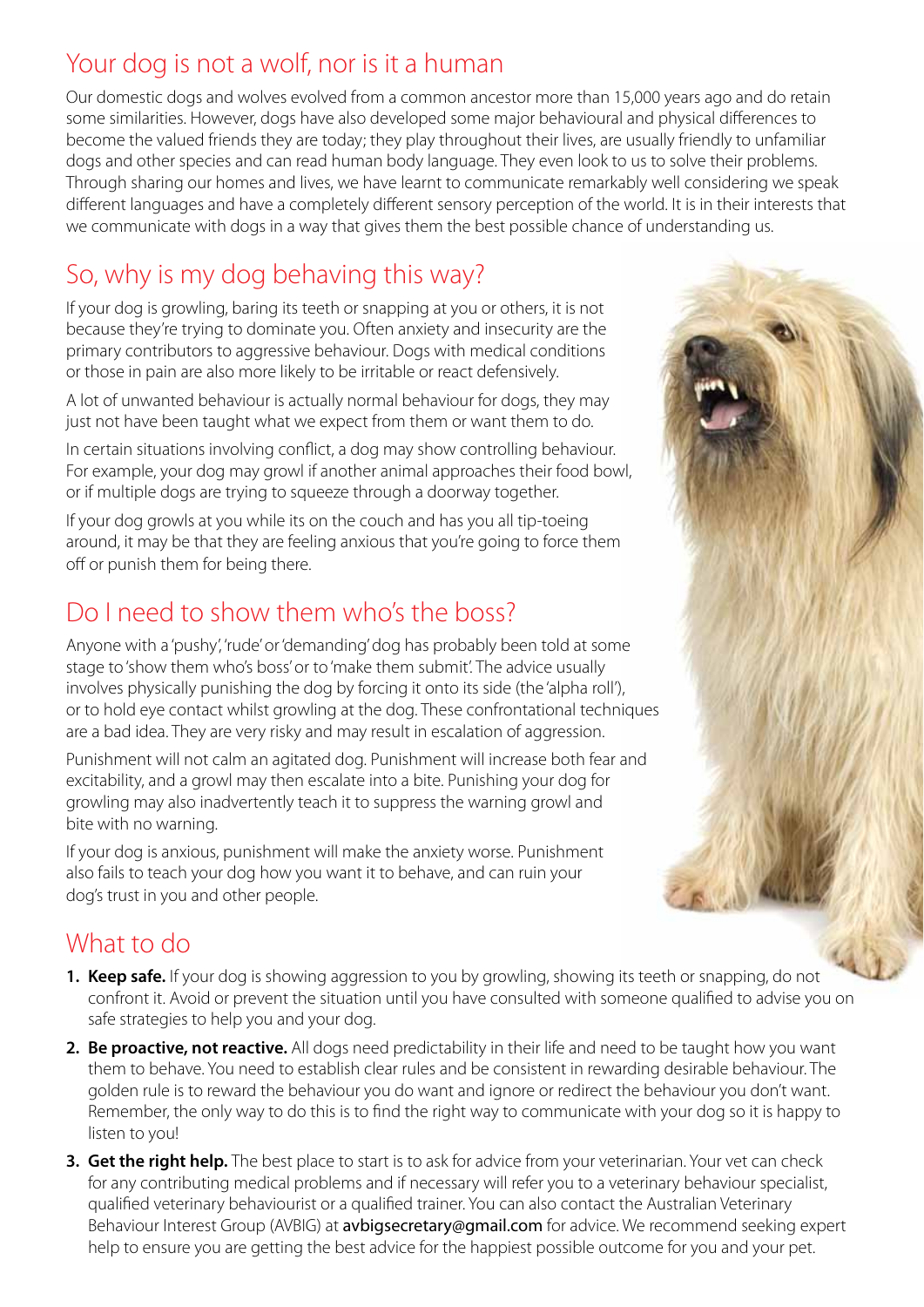## Your dog is not a wolf, nor is it a human

Our domestic dogs and wolves evolved from a common ancestor more than 15,000 years ago and do retain some similarities. However, dogs have also developed some major behavioural and physical differences to become the valued friends they are today; they play throughout their lives, are usually friendly to unfamiliar dogs and other species and can read human body language. They even look to us to solve their problems. Through sharing our homes and lives, we have learnt to communicate remarkably well considering we speak different languages and have a completely different sensory perception of the world. It is in their interests that we communicate with dogs in a way that gives them the best possible chance of understanding us.

## So, why is my dog behaving this way?

If your dog is growling, baring its teeth or snapping at you or others, it is not because they're trying to dominate you. Often anxiety and insecurity are the primary contributors to aggressive behaviour. Dogs with medical conditions or those in pain are also more likely to be irritable or react defensively.

A lot of unwanted behaviour is actually normal behaviour for dogs, they may just not have been taught what we expect from them or want them to do.

In certain situations involving conflict, a dog may show controlling behaviour. For example, your dog may growl if another animal approaches their food bowl, or if multiple dogs are trying to squeeze through a doorway together.

If your dog growls at you while its on the couch and has you all tip-toeing around, it may be that they are feeling anxious that you're going to force them off or punish them for being there.

## Do I need to show them who's the boss?

Anyone with a 'pushy', 'rude' or 'demanding' dog has probably been told at some stage to 'show them who's boss' or to 'make them submit'. The advice usually involves physically punishing the dog by forcing it onto its side (the 'alpha roll'), or to hold eye contact whilst growling at the dog. These confrontational techniques are a bad idea. They are very risky and may result in escalation of aggression.

Punishment will not calm an agitated dog. Punishment will increase both fear and excitability, and a growl may then escalate into a bite. Punishing your dog for growling may also inadvertently teach it to suppress the warning growl and bite with no warning.

If your dog is anxious, punishment will make the anxiety worse. Punishment also fails to teach your dog how you want it to behave, and can ruin your dog's trust in you and other people.

## What to do

1. **Keep safe.** If your dog is showing aggression to you by growling, showing its teeth or snapping, do not confront it. Avoid or prevent the situation until you have consulted with someone qualified to advise you on safe strategies to help you and your dog.
2. **Be proactive, not reactive.** All dogs need predictability in their life and need to be taught how you want them to behave. You need to establish clear rules and be consistent in rewarding desirable behaviour. The golden rule is to reward the behaviour you do want and ignore or redirect the behaviour you don't want. Remember, the only way to do this is to find the right way to communicate with your dog so it is happy to listen to you!
3. **Get the right help.** The best place to start is to ask for advice from your veterinarian. Your vet can check for any contributing medical problems and if necessary will refer you to a veterinary behaviour specialist, qualified veterinary behaviourist or a qualified trainer. You can also contact the Australian Veterinary Behaviour Interest Group (AVBIG) at **avbigsecretary@gmail.com** for advice. We recommend seeking expert help to ensure you are getting the best advice for the happiest possible outcome for you and your pet.